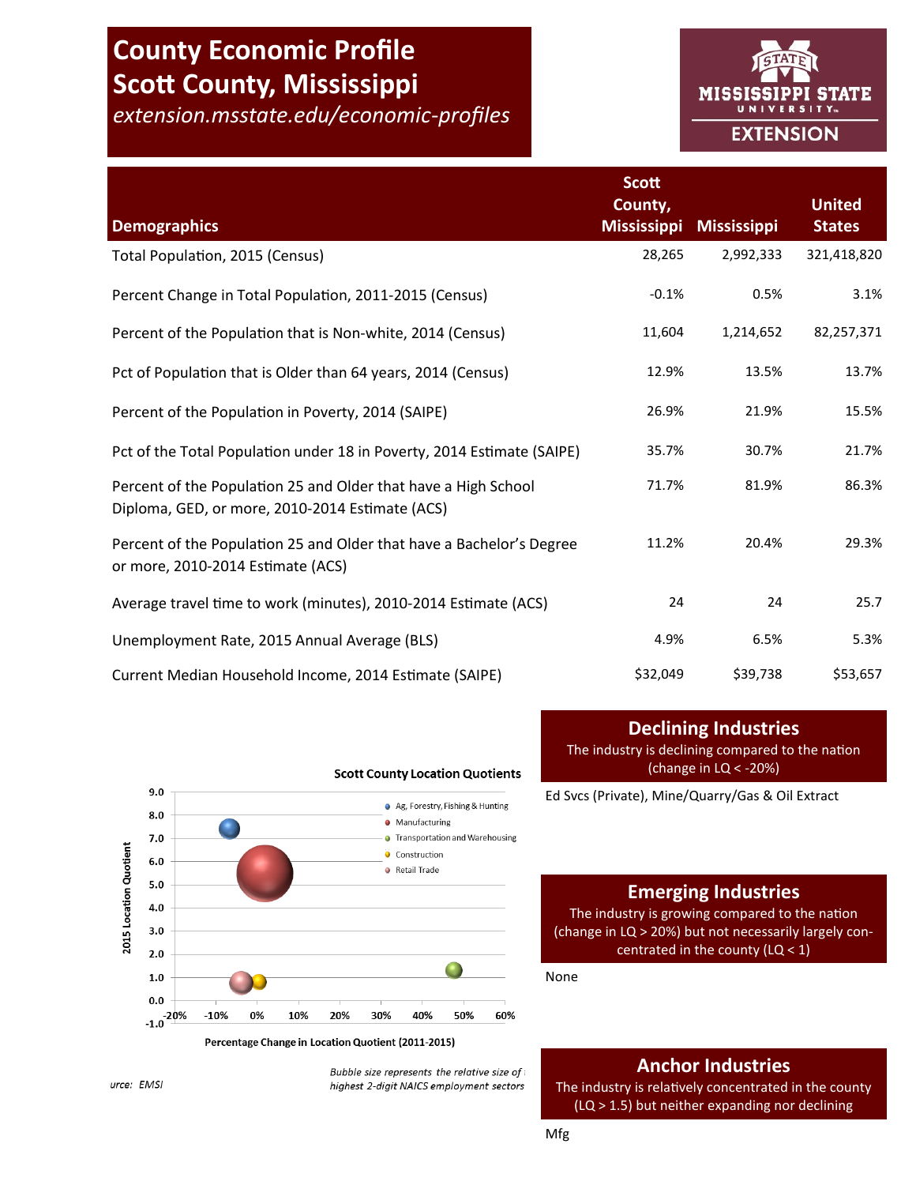# County Economic Profile
# Scott County, Mississippi

*extension.msstate.edu/economic-profiles*

MISSISSIPPI STATE UNIVERSITY EXTENSION

| Demographics | Scott County, Mississippi | Mississippi | United States |
|---|---|---|---|
| Total Population, 2015 (Census) | 28,265 | 2,992,333 | 321,418,820 |
| Percent Change in Total Population, 2011-2015 (Census) | -0.1% | 0.5% | 3.1% |
| Percent of the Population that is Non-white, 2014 (Census) | 11,604 | 1,214,652 | 82,257,371 |
| Pct of Population that is Older than 64 years, 2014 (Census) | 12.9% | 13.5% | 13.7% |
| Percent of the Population in Poverty, 2014 (SAIPE) | 26.9% | 21.9% | 15.5% |
| Pct of the Total Population under 18 in Poverty, 2014 Estimate (SAIPE) | 35.7% | 30.7% | 21.7% |
| Percent of the Population 25 and Older that have a High School Diploma, GED, or more, 2010-2014 Estimate (ACS) | 71.7% | 81.9% | 86.3% |
| Percent of the Population 25 and Older that have a Bachelor's Degree or more, 2010-2014 Estimate (ACS) | 11.2% | 20.4% | 29.3% |
| Average travel time to work (minutes), 2010-2014 Estimate (ACS) | 24 | 24 | 25.7 |
| Unemployment Rate, 2015 Annual Average (BLS) | 4.9% | 6.5% | 5.3% |
| Current Median Household Income, 2014 Estimate (SAIPE) | $32,049 | $39,738 | $53,657 |

**Scott County Location Quotients**

Legend: Ag, Forestry, Fishing & Hunting; Manufacturing; Transportation and Warehousing; Construction; Retail Trade

Y-axis: 2015 Location Quotient (-1.0 to 9.0)
X-axis: Percentage Change in Location Quotient (2011-2015) (-20% to 60%)

urce: EMSI

*Bubble size represents the relative size of highest 2-digit NAICS employment sectors*

## Declining Industries

The industry is declining compared to the nation (change in LQ < -20%)

Ed Svcs (Private), Mine/Quarry/Gas & Oil Extract

## Emerging Industries

The industry is growing compared to the nation (change in LQ > 20%) but not necessarily largely concentrated in the county (LQ < 1)

None

## Anchor Industries

The industry is relatively concentrated in the county (LQ > 1.5) but neither expanding nor declining

Mfg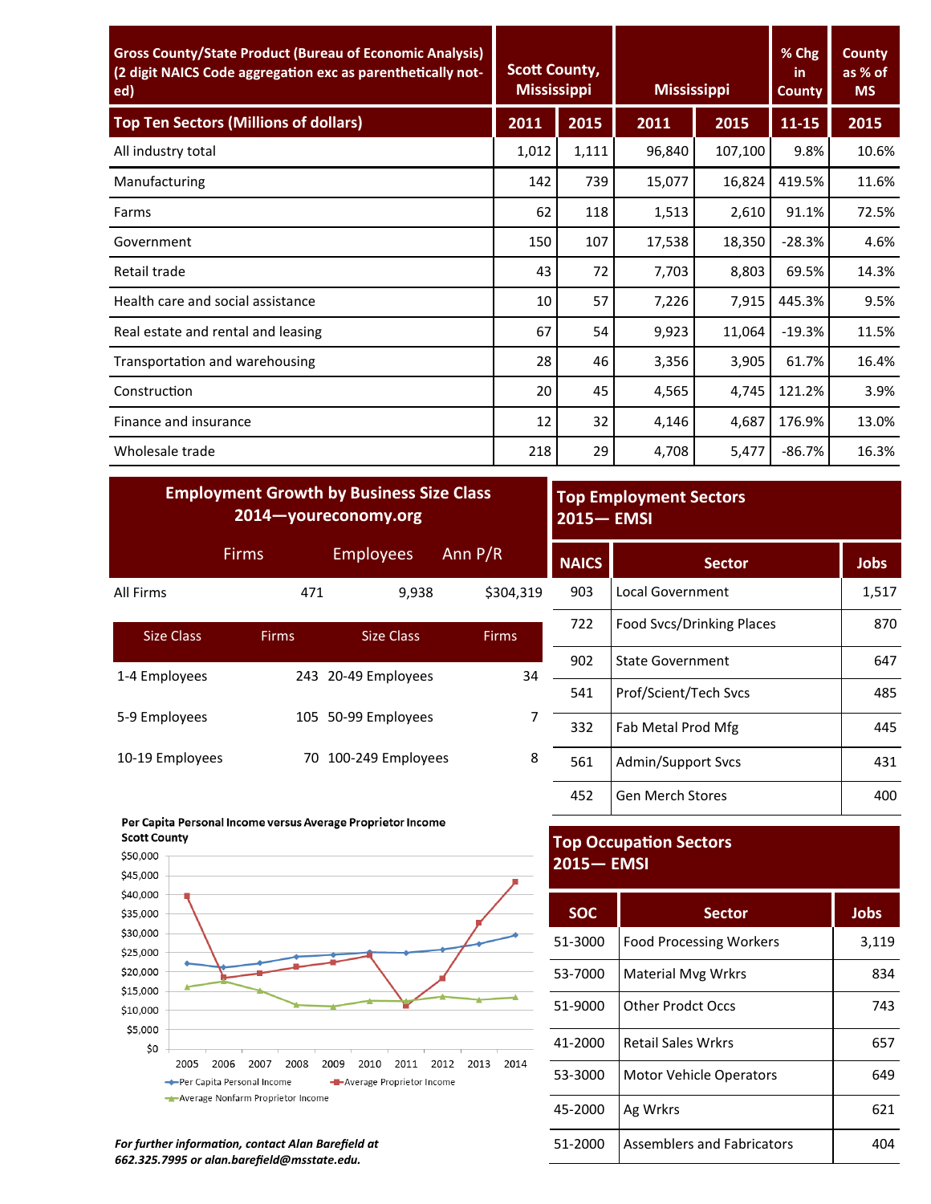| Gross County/State Product (Bureau of Economic Analysis) (2 digit NAICS Code aggregation exc as parenthetically noted) | Scott County, Mississippi | | Mississippi | | % Chg in County | County as % of MS |
|---|---|---|---|---|---|---|
| **Top Ten Sectors (Millions of dollars)** | **2011** | **2015** | **2011** | **2015** | **11-15** | **2015** |
| All industry total | 1,012 | 1,111 | 96,840 | 107,100 | 9.8% | 10.6% |
| Manufacturing | 142 | 739 | 15,077 | 16,824 | 419.5% | 11.6% |
| Farms | 62 | 118 | 1,513 | 2,610 | 91.1% | 72.5% |
| Government | 150 | 107 | 17,538 | 18,350 | -28.3% | 4.6% |
| Retail trade | 43 | 72 | 7,703 | 8,803 | 69.5% | 14.3% |
| Health care and social assistance | 10 | 57 | 7,226 | 7,915 | 445.3% | 9.5% |
| Real estate and rental and leasing | 67 | 54 | 9,923 | 11,064 | -19.3% | 11.5% |
| Transportation and warehousing | 28 | 46 | 3,356 | 3,905 | 61.7% | 16.4% |
| Construction | 20 | 45 | 4,565 | 4,745 | 121.2% | 3.9% |
| Finance and insurance | 12 | 32 | 4,146 | 4,687 | 176.9% | 13.0% |
| Wholesale trade | 218 | 29 | 4,708 | 5,477 | -86.7% | 16.3% |

## Employment Growth by Business Size Class 2014—youreconomy.org

| | Firms | Employees | Ann P/R |
|---|---|---|---|
| All Firms | 471 | 9,938 | $304,319 |

| Size Class | Firms | Size Class | Firms |
|---|---|---|---|
| 1-4 Employees | 243 | 20-49 Employees | 34 |
| 5-9 Employees | 105 | 50-99 Employees | 7 |
| 10-19 Employees | 70 | 100-249 Employees | 8 |

## Top Employment Sectors 2015— EMSI

| NAICS | Sector | Jobs |
|---|---|---|
| 903 | Local Government | 1,517 |
| 722 | Food Svcs/Drinking Places | 870 |
| 902 | State Government | 647 |
| 541 | Prof/Scient/Tech Svcs | 485 |
| 332 | Fab Metal Prod Mfg | 445 |
| 561 | Admin/Support Svcs | 431 |
| 452 | Gen Merch Stores | 400 |

**Per Capita Personal Income versus Average Proprietor Income Scott County**

| Year | Per Capita Personal Income | Average Proprietor Income | Average Nonfarm Proprietor Income |
|---|---|---|---|
| 2005 | ~$22,000 | ~$39,500 | ~$16,000 |
| 2006 | ~$21,000 | ~$18,500 | ~$17,500 |
| 2007 | ~$22,000 | ~$19,500 | ~$15,000 |
| 2008 | ~$24,000 | ~$21,000 | ~$11,500 |
| 2009 | ~$24,500 | ~$22,500 | ~$11,000 |
| 2010 | ~$25,000 | ~$24,000 | ~$12,500 |
| 2011 | ~$25,000 | ~$11,000 | ~$12,500 |
| 2012 | ~$25,500 | ~$18,000 | ~$13,500 |
| 2013 | ~$27,000 | ~$32,500 | ~$13,000 |
| 2014 | ~$29,500 | ~$43,000 | ~$13,500 |

## Top Occupation Sectors 2015— EMSI

| SOC | Sector | Jobs |
|---|---|---|
| 51-3000 | Food Processing Workers | 3,119 |
| 53-7000 | Material Mvg Wrkrs | 834 |
| 51-9000 | Other Prodct Occs | 743 |
| 41-2000 | Retail Sales Wrkrs | 657 |
| 53-3000 | Motor Vehicle Operators | 649 |
| 45-2000 | Ag Wrkrs | 621 |
| 51-2000 | Assemblers and Fabricators | 404 |

***For further information, contact Alan Barefield at 662.325.7995 or alan.barefield@msstate.edu.***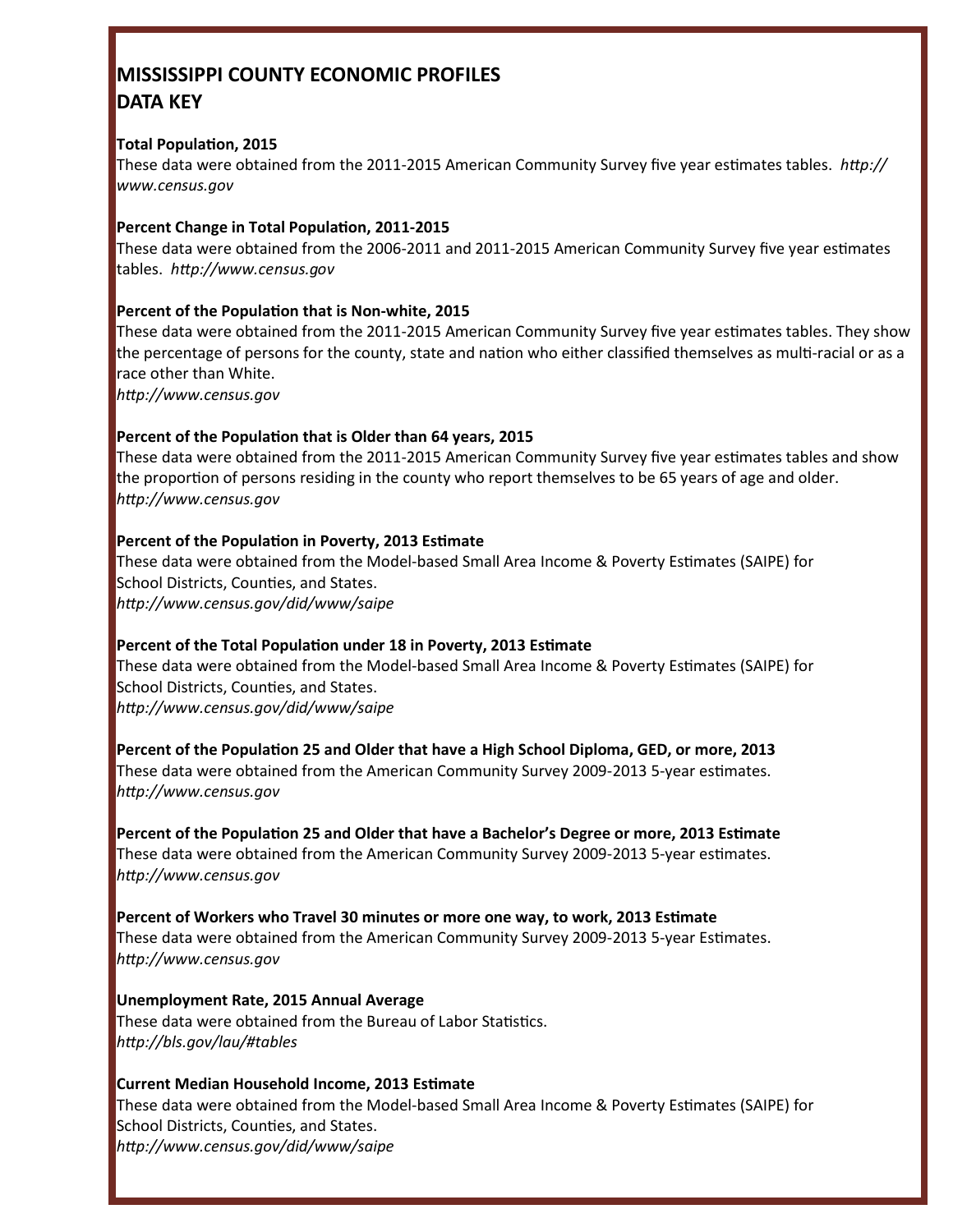# MISSISSIPPI COUNTY ECONOMIC PROFILES
# DATA KEY

**Total Population, 2015**
These data were obtained from the 2011-2015 American Community Survey five year estimates tables. *http://www.census.gov*

**Percent Change in Total Population, 2011-2015**
These data were obtained from the 2006-2011 and 2011-2015 American Community Survey five year estimates tables. *http://www.census.gov*

**Percent of the Population that is Non-white, 2015**
These data were obtained from the 2011-2015 American Community Survey five year estimates tables. They show the percentage of persons for the county, state and nation who either classified themselves as multi-racial or as a race other than White.
*http://www.census.gov*

**Percent of the Population that is Older than 64 years, 2015**
These data were obtained from the 2011-2015 American Community Survey five year estimates tables and show the proportion of persons residing in the county who report themselves to be 65 years of age and older.
*http://www.census.gov*

**Percent of the Population in Poverty, 2013 Estimate**
These data were obtained from the Model-based Small Area Income & Poverty Estimates (SAIPE) for School Districts, Counties, and States.
*http://www.census.gov/did/www/saipe*

**Percent of the Total Population under 18 in Poverty, 2013 Estimate**
These data were obtained from the Model-based Small Area Income & Poverty Estimates (SAIPE) for School Districts, Counties, and States.
*http://www.census.gov/did/www/saipe*

**Percent of the Population 25 and Older that have a High School Diploma, GED, or more, 2013**
These data were obtained from the American Community Survey 2009-2013 5-year estimates.
*http://www.census.gov*

**Percent of the Population 25 and Older that have a Bachelor's Degree or more, 2013 Estimate**
These data were obtained from the American Community Survey 2009-2013 5-year estimates.
*http://www.census.gov*

**Percent of Workers who Travel 30 minutes or more one way, to work, 2013 Estimate**
These data were obtained from the American Community Survey 2009-2013 5-year Estimates.
*http://www.census.gov*

**Unemployment Rate, 2015 Annual Average**
These data were obtained from the Bureau of Labor Statistics.
*http://bls.gov/lau/#tables*

**Current Median Household Income, 2013 Estimate**
These data were obtained from the Model-based Small Area Income & Poverty Estimates (SAIPE) for School Districts, Counties, and States.
*http://www.census.gov/did/www/saipe*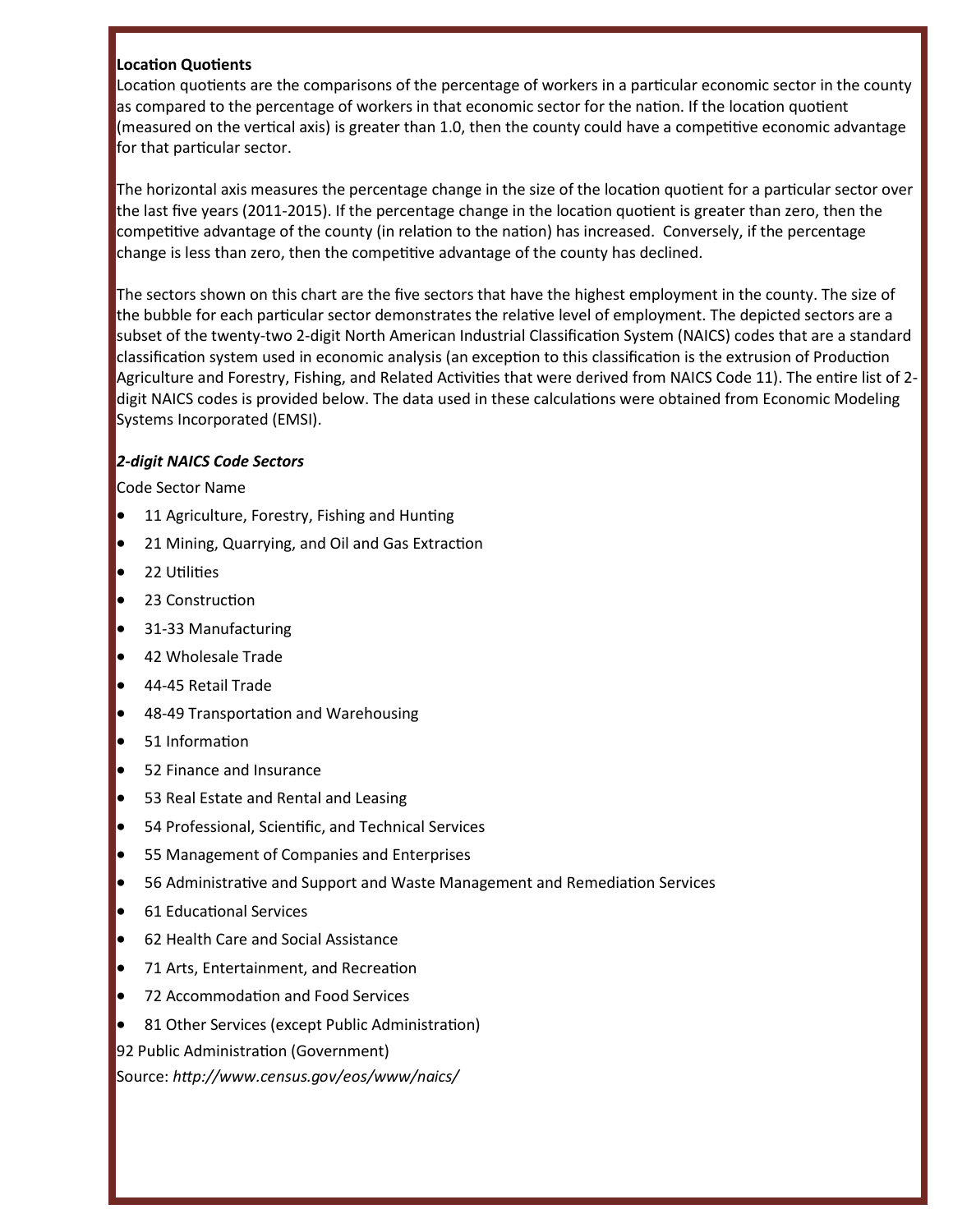**Location Quotients**

Location quotients are the comparisons of the percentage of workers in a particular economic sector in the county as compared to the percentage of workers in that economic sector for the nation. If the location quotient (measured on the vertical axis) is greater than 1.0, then the county could have a competitive economic advantage for that particular sector.

The horizontal axis measures the percentage change in the size of the location quotient for a particular sector over the last five years (2011-2015). If the percentage change in the location quotient is greater than zero, then the competitive advantage of the county (in relation to the nation) has increased. Conversely, if the percentage change is less than zero, then the competitive advantage of the county has declined.

The sectors shown on this chart are the five sectors that have the highest employment in the county. The size of the bubble for each particular sector demonstrates the relative level of employment. The depicted sectors are a subset of the twenty-two 2-digit North American Industrial Classification System (NAICS) codes that are a standard classification system used in economic analysis (an exception to this classification is the extrusion of Production Agriculture and Forestry, Fishing, and Related Activities that were derived from NAICS Code 11). The entire list of 2-digit NAICS codes is provided below. The data used in these calculations were obtained from Economic Modeling Systems Incorporated (EMSI).

***2-digit NAICS Code Sectors***

Code Sector Name

- 11 Agriculture, Forestry, Fishing and Hunting
- 21 Mining, Quarrying, and Oil and Gas Extraction
- 22 Utilities
- 23 Construction
- 31-33 Manufacturing
- 42 Wholesale Trade
- 44-45 Retail Trade
- 48-49 Transportation and Warehousing
- 51 Information
- 52 Finance and Insurance
- 53 Real Estate and Rental and Leasing
- 54 Professional, Scientific, and Technical Services
- 55 Management of Companies and Enterprises
- 56 Administrative and Support and Waste Management and Remediation Services
- 61 Educational Services
- 62 Health Care and Social Assistance
- 71 Arts, Entertainment, and Recreation
- 72 Accommodation and Food Services
- 81 Other Services (except Public Administration)

92 Public Administration (Government)

Source: *http://www.census.gov/eos/www/naics/*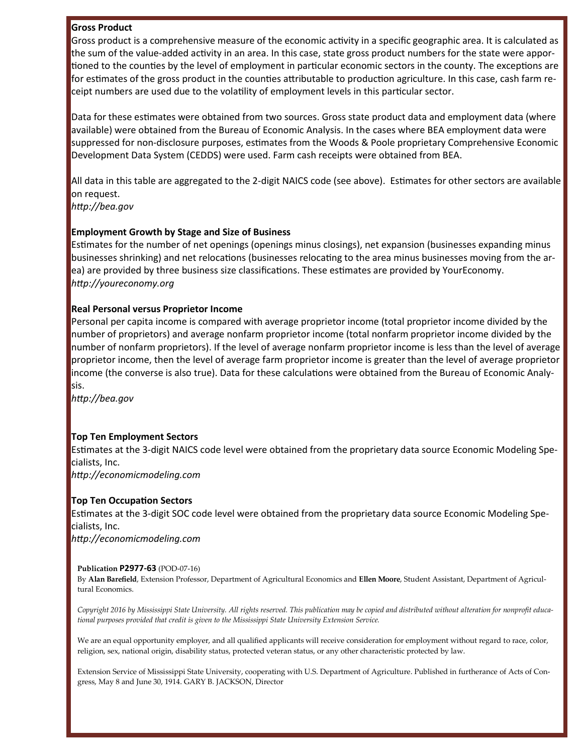### Gross Product

Gross product is a comprehensive measure of the economic activity in a specific geographic area. It is calculated as the sum of the value-added activity in an area. In this case, state gross product numbers for the state were apportioned to the counties by the level of employment in particular economic sectors in the county. The exceptions are for estimates of the gross product in the counties attributable to production agriculture. In this case, cash farm receipt numbers are used due to the volatility of employment levels in this particular sector.

Data for these estimates were obtained from two sources. Gross state product data and employment data (where available) were obtained from the Bureau of Economic Analysis. In the cases where BEA employment data were suppressed for non-disclosure purposes, estimates from the Woods & Poole proprietary Comprehensive Economic Development Data System (CEDDS) were used. Farm cash receipts were obtained from BEA.

All data in this table are aggregated to the 2-digit NAICS code (see above). Estimates for other sectors are available on request.
*http://bea.gov*

### Employment Growth by Stage and Size of Business

Estimates for the number of net openings (openings minus closings), net expansion (businesses expanding minus businesses shrinking) and net relocations (businesses relocating to the area minus businesses moving from the area) are provided by three business size classifications. These estimates are provided by YourEconomy.
*http://youreconomy.org*

### Real Personal versus Proprietor Income

Personal per capita income is compared with average proprietor income (total proprietor income divided by the number of proprietors) and average nonfarm proprietor income (total nonfarm proprietor income divided by the number of nonfarm proprietors). If the level of average nonfarm proprietor income is less than the level of average proprietor income, then the level of average farm proprietor income is greater than the level of average proprietor income (the converse is also true). Data for these calculations were obtained from the Bureau of Economic Analysis.
*http://bea.gov*

### Top Ten Employment Sectors

Estimates at the 3-digit NAICS code level were obtained from the proprietary data source Economic Modeling Specialists, Inc.
*http://economicmodeling.com*

### Top Ten Occupation Sectors

Estimates at the 3-digit SOC code level were obtained from the proprietary data source Economic Modeling Specialists, Inc.
*http://economicmodeling.com*

**Publication P2977-63** (POD-07-16)

By **Alan Barefield**, Extension Professor, Department of Agricultural Economics and **Ellen Moore**, Student Assistant, Department of Agricultural Economics.

*Copyright 2016 by Mississippi State University. All rights reserved. This publication may be copied and distributed without alteration for nonprofit educational purposes provided that credit is given to the Mississippi State University Extension Service.*

We are an equal opportunity employer, and all qualified applicants will receive consideration for employment without regard to race, color, religion, sex, national origin, disability status, protected veteran status, or any other characteristic protected by law.

Extension Service of Mississippi State University, cooperating with U.S. Department of Agriculture. Published in furtherance of Acts of Congress, May 8 and June 30, 1914. GARY B. JACKSON, Director